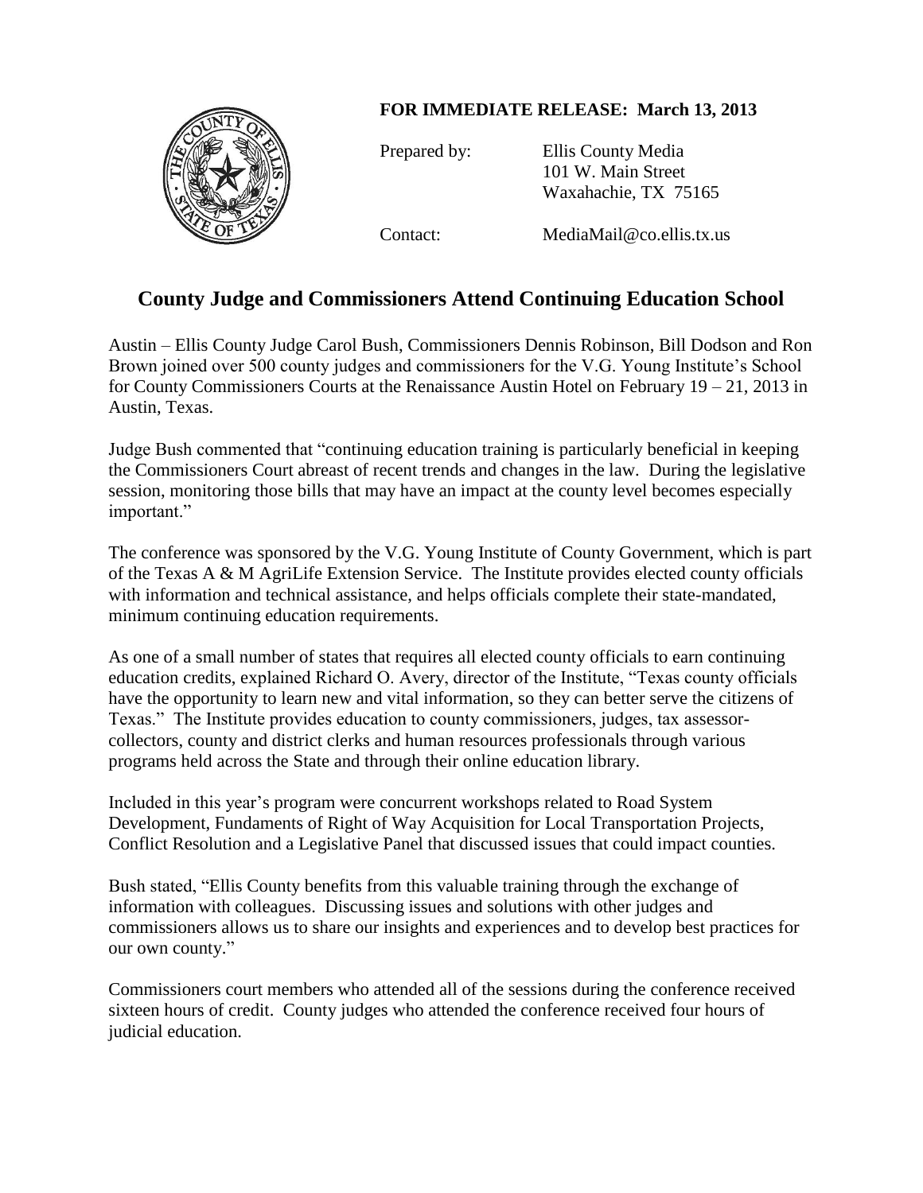**FOR IMMEDIATE RELEASE: March 13, 2013**

Prepared by: Ellis County Media
101 W. Main Street
Waxahachie, TX 75165

Contact: MediaMail@co.ellis.tx.us

## County Judge and Commissioners Attend Continuing Education School

Austin – Ellis County Judge Carol Bush, Commissioners Dennis Robinson, Bill Dodson and Ron Brown joined over 500 county judges and commissioners for the V.G. Young Institute's School for County Commissioners Courts at the Renaissance Austin Hotel on February 19 – 21, 2013 in Austin, Texas.

Judge Bush commented that "continuing education training is particularly beneficial in keeping the Commissioners Court abreast of recent trends and changes in the law. During the legislative session, monitoring those bills that may have an impact at the county level becomes especially important."

The conference was sponsored by the V.G. Young Institute of County Government, which is part of the Texas A & M AgriLife Extension Service. The Institute provides elected county officials with information and technical assistance, and helps officials complete their state-mandated, minimum continuing education requirements.

As one of a small number of states that requires all elected county officials to earn continuing education credits, explained Richard O. Avery, director of the Institute, "Texas county officials have the opportunity to learn new and vital information, so they can better serve the citizens of Texas." The Institute provides education to county commissioners, judges, tax assessor-collectors, county and district clerks and human resources professionals through various programs held across the State and through their online education library.

Included in this year's program were concurrent workshops related to Road System Development, Fundaments of Right of Way Acquisition for Local Transportation Projects, Conflict Resolution and a Legislative Panel that discussed issues that could impact counties.

Bush stated, "Ellis County benefits from this valuable training through the exchange of information with colleagues. Discussing issues and solutions with other judges and commissioners allows us to share our insights and experiences and to develop best practices for our own county."

Commissioners court members who attended all of the sessions during the conference received sixteen hours of credit. County judges who attended the conference received four hours of judicial education.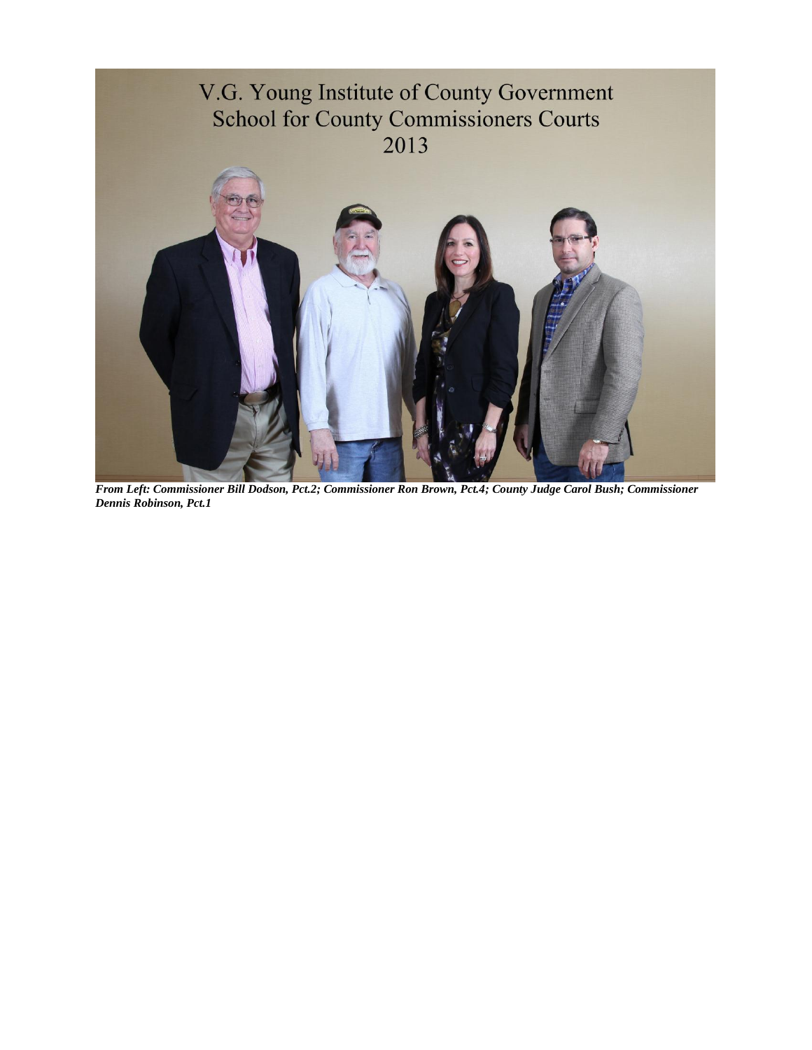V.G. Young Institute of County Government
School for County Commissioners Courts
2013

***From Left: Commissioner Bill Dodson, Pct.2; Commissioner Ron Brown, Pct.4; County Judge Carol Bush; Commissioner Dennis Robinson, Pct.1***